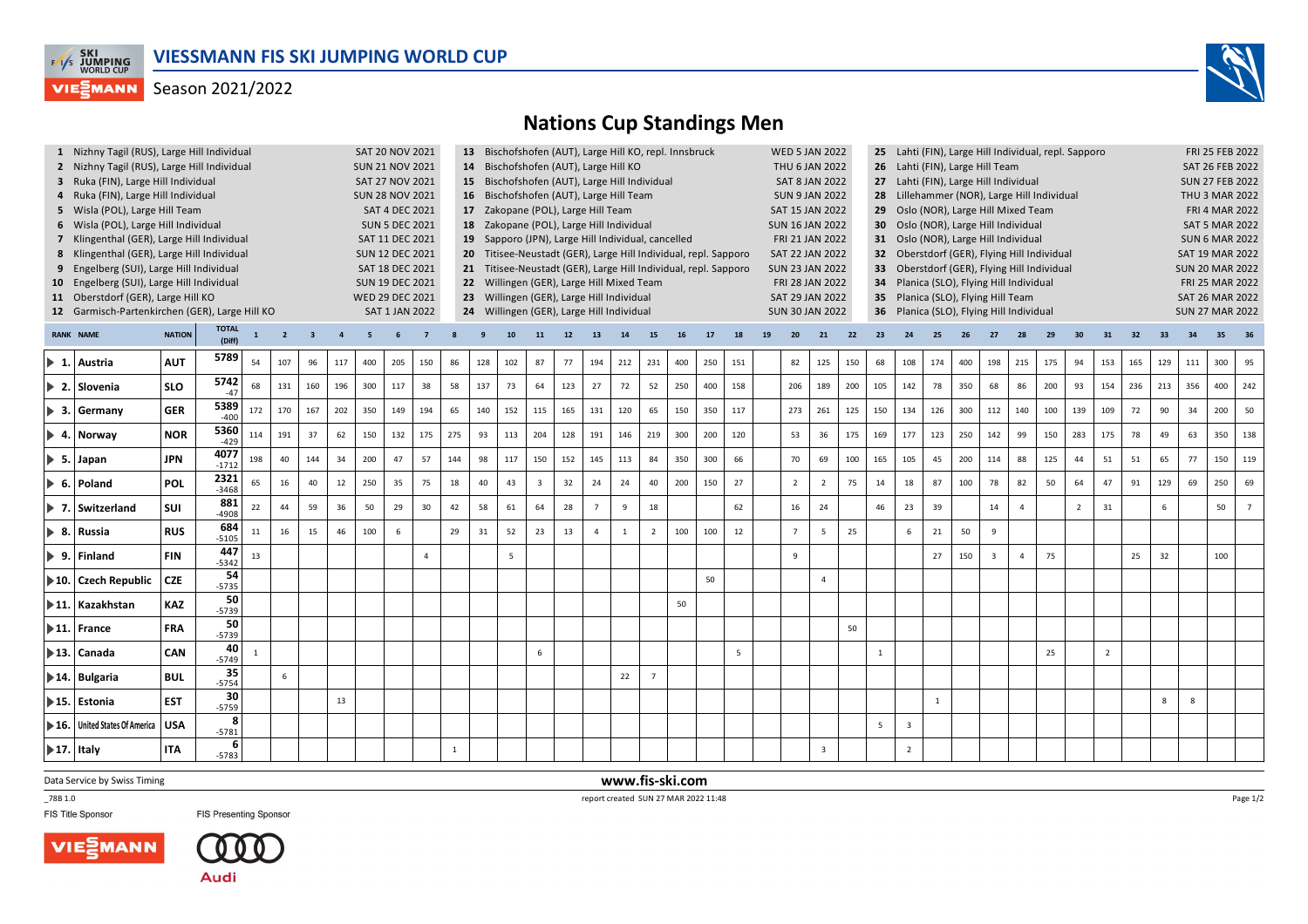# VIESSMANN FIS SKI JUMPING WORLD CUP

Season 2021/2022

## Nations Cup Standings Men

| No. | Event | Date |
|---|---|---|
| 1 | Nizhny Tagil (RUS), Large Hill Individual | SAT 20 NOV 2021 |
| 2 | Nizhny Tagil (RUS), Large Hill Individual | SUN 21 NOV 2021 |
| 3 | Ruka (FIN), Large Hill Individual | SAT 27 NOV 2021 |
| 4 | Ruka (FIN), Large Hill Individual | SUN 28 NOV 2021 |
| 5 | Wisla (POL), Large Hill Team | SAT 4 DEC 2021 |
| 6 | Wisla (POL), Large Hill Individual | SUN 5 DEC 2021 |
| 7 | Klingenthal (GER), Large Hill Individual | SAT 11 DEC 2021 |
| 8 | Klingenthal (GER), Large Hill Individual | SUN 12 DEC 2021 |
| 9 | Engelberg (SUI), Large Hill Individual | SAT 18 DEC 2021 |
| 10 | Engelberg (SUI), Large Hill Individual | SUN 19 DEC 2021 |
| 11 | Oberstdorf (GER), Large Hill KO | WED 29 DEC 2021 |
| 12 | Garmisch-Partenkirchen (GER), Large Hill KO | SAT 1 JAN 2022 |
| 13 | Bischofshofen (AUT), Large Hill KO, repl. Innsbruck | WED 5 JAN 2022 |
| 14 | Bischofshofen (AUT), Large Hill KO | THU 6 JAN 2022 |
| 15 | Bischofshofen (AUT), Large Hill Individual | SAT 8 JAN 2022 |
| 16 | Bischofshofen (AUT), Large Hill Team | SUN 9 JAN 2022 |
| 17 | Zakopane (POL), Large Hill Team | SAT 15 JAN 2022 |
| 18 | Zakopane (POL), Large Hill Individual | SUN 16 JAN 2022 |
| 19 | Sapporo (JPN), Large Hill Individual, cancelled | FRI 21 JAN 2022 |
| 20 | Titisee-Neustadt (GER), Large Hill Individual, repl. Sapporo | SAT 22 JAN 2022 |
| 21 | Titisee-Neustadt (GER), Large Hill Individual, repl. Sapporo | SUN 23 JAN 2022 |
| 22 | Willingen (GER), Large Hill Mixed Team | FRI 28 JAN 2022 |
| 23 | Willingen (GER), Large Hill Individual | SAT 29 JAN 2022 |
| 24 | Willingen (GER), Large Hill Individual | SUN 30 JAN 2022 |
| 25 | Lahti (FIN), Large Hill Individual, repl. Sapporo | FRI 25 FEB 2022 |
| 26 | Lahti (FIN), Large Hill Team | SAT 26 FEB 2022 |
| 27 | Lahti (FIN), Large Hill Individual | SUN 27 FEB 2022 |
| 28 | Lillehammer (NOR), Large Hill Individual | THU 3 MAR 2022 |
| 29 | Oslo (NOR), Large Hill Mixed Team | FRI 4 MAR 2022 |
| 30 | Oslo (NOR), Large Hill Individual | SAT 5 MAR 2022 |
| 31 | Oslo (NOR), Large Hill Individual | SUN 6 MAR 2022 |
| 32 | Oberstdorf (GER), Flying Hill Individual | SAT 19 MAR 2022 |
| 33 | Oberstdorf (GER), Flying Hill Individual | SUN 20 MAR 2022 |
| 34 | Planica (SLO), Flying Hill Individual | FRI 25 MAR 2022 |
| 35 | Planica (SLO), Flying Hill Team | SAT 26 MAR 2022 |
| 36 | Planica (SLO), Flying Hill Individual | SUN 27 MAR 2022 |

| RANK | NAME | NATION | TOTAL (Diff) | 1 | 2 | 3 | 4 | 5 | 6 | 7 | 8 | 9 | 10 | 11 | 12 | 13 | 14 | 15 | 16 | 17 | 18 | 19 | 20 | 21 | 22 | 23 | 24 | 25 | 26 | 27 | 28 | 29 | 30 | 31 | 32 | 33 | 34 | 35 | 36 |
|---|---|---|---|---|---|---|---|---|---|---|---|---|---|---|---|---|---|---|---|---|---|---|---|---|---|---|---|---|---|---|---|---|---|---|---|---|---|---|---|
| 1. | Austria | AUT | 5789 | 54 | 107 | 96 | 117 | 400 | 205 | 150 | 86 | 128 | 102 | 87 | 77 | 194 | 212 | 231 | 400 | 250 | 151 | | 82 | 125 | 150 | 68 | 108 | 174 | 400 | 198 | 215 | 175 | 94 | 153 | 165 | 129 | 111 | 300 | 95 |
| 2. | Slovenia | SLO | 5742 -47 | 68 | 131 | 160 | 196 | 300 | 117 | 38 | 58 | 137 | 73 | 64 | 123 | 27 | 72 | 52 | 250 | 400 | 158 | | 206 | 189 | 200 | 105 | 142 | 78 | 350 | 68 | 86 | 200 | 93 | 154 | 236 | 213 | 356 | 400 | 242 |
| 3. | Germany | GER | 5389 -400 | 172 | 170 | 167 | 202 | 350 | 149 | 194 | 65 | 140 | 152 | 115 | 165 | 131 | 120 | 65 | 150 | 350 | 117 | | 273 | 261 | 125 | 150 | 134 | 126 | 300 | 112 | 140 | 100 | 139 | 109 | 72 | 90 | 34 | 200 | 50 |
| 4. | Norway | NOR | 5360 -429 | 114 | 191 | 37 | 62 | 150 | 132 | 175 | 275 | 93 | 113 | 204 | 128 | 191 | 146 | 219 | 300 | 200 | 120 | | 53 | 36 | 175 | 169 | 177 | 123 | 250 | 142 | 99 | 150 | 283 | 175 | 78 | 49 | 63 | 350 | 138 |
| 5. | Japan | JPN | 4077 -1712 | 198 | 40 | 144 | 34 | 200 | 47 | 57 | 144 | 98 | 117 | 150 | 152 | 145 | 113 | 84 | 350 | 300 | 66 | | 70 | 69 | 100 | 165 | 105 | 45 | 200 | 114 | 88 | 125 | 44 | 51 | 51 | 65 | 77 | 150 | 119 |
| 6. | Poland | POL | 2321 -3468 | 65 | 16 | 40 | 12 | 250 | 35 | 75 | 18 | 40 | 43 | 3 | 32 | 24 | 24 | 40 | 200 | 150 | 27 | | 2 | 2 | 75 | 14 | 18 | 87 | 100 | 78 | 82 | 50 | 64 | 47 | 91 | 129 | 69 | 250 | 69 |
| 7. | Switzerland | SUI | 881 -4908 | 22 | 44 | 59 | 36 | 50 | 29 | 30 | 42 | 58 | 61 | 64 | 28 | 7 | 9 | 18 | | | 62 | | 16 | 24 | | 46 | 23 | 39 | | 14 | 4 | | 2 | 31 | | 6 | | 50 | 7 |
| 8. | Russia | RUS | 684 -5105 | 11 | 16 | 15 | 46 | 100 | 6 | | 29 | 31 | 52 | 23 | 13 | 4 | 1 | 2 | 100 | 100 | 12 | | 7 | 5 | 25 | | 6 | 21 | 50 | 9 | | | | | | | | | |
| 9. | Finland | FIN | 447 -5342 | 13 | | | | | | 4 | | | 5 | | | | | | | | | | 9 | | | | | 27 | 150 | 3 | 4 | 75 | | | 25 | 32 | | 100 | |
| 10. | Czech Republic | CZE | 54 -5735 | | | | | | | | | | | | | | | | | 50 | | | | 4 | | | | | | | | | | | | | | | |
| 11. | Kazakhstan | KAZ | 50 -5739 | | | | | | | | | | | | | | | | 50 | | | | | | | | | | | | | | | | | | | | |
| 11. | France | FRA | 50 -5739 | | | | | | | | | | | | | | | | | | | | | | 50 | | | | | | | | | | | | | | |
| 13. | Canada | CAN | 40 -5749 | 1 | | | | | | | | | | 6 | | | | | | | 5 | | | | | 1 | | | | | | 25 | | 2 | | | | | |
| 14. | Bulgaria | BUL | 35 -5754 | | 6 | | | | | | | | | | | | 22 | 7 | | | | | | | | | | | | | | | | | | | | | |
| 15. | Estonia | EST | 30 -5759 | | | | 13 | | | | | | | | | | | | | | | | | | | | | 1 | | | | | | | | 8 | 8 | | |
| 16. | United States Of America | USA | 8 -5781 | | | | | | | | | | | | | | | | | | | | | | | 5 | 3 | | | | | | | | | | | | |
| 17. | Italy | ITA | 6 -5783 | | | | | | | | 1 | | | | | | | | | | | | | 3 | | | 2 | | | | | | | | | | | | |

Data Service by Swiss Timing

www.fis-ski.com

_78B 1.0

report created SUN 27 MAR 2022 11:48

FIS Title Sponsor

FIS Presenting Sponsor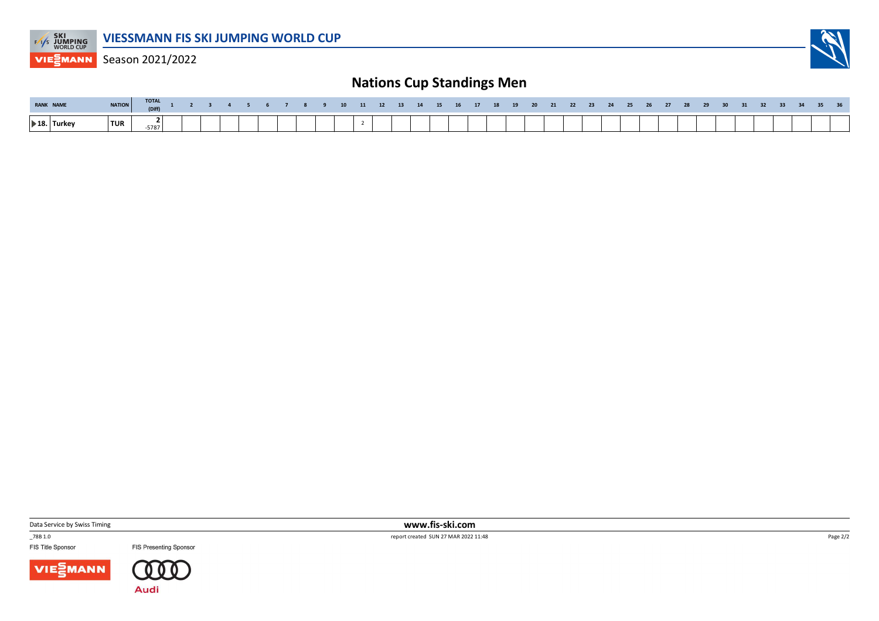# Nations Cup Standings Men

| RANK | NAME | NATION | TOTAL (Diff) | 1 | 2 | 3 | 4 | 5 | 6 | 7 | 8 | 9 | 10 | 11 | 12 | 13 | 14 | 15 | 16 | 17 | 18 | 19 | 20 | 21 | 22 | 23 | 24 | 25 | 26 | 27 | 28 | 29 | 30 | 31 | 32 | 33 | 34 | 35 | 36 |
|---|---|---|---|---|---|---|---|---|---|---|---|---|---|---|---|---|---|---|---|---|---|---|---|---|---|---|---|---|---|---|---|---|---|---|---|---|---|---|---|
| ▶18. | Turkey | TUR | 2 -5787 | | | | | | | | | | | 2 | | | | | | | | | | | | | | | | | | | | | | | | | |

Data Service by Swiss Timing

www.fis-ski.com

_78B 1.0

report created SUN 27 MAR 2022 11:48

FIS Title Sponsor

FIS Presenting Sponsor